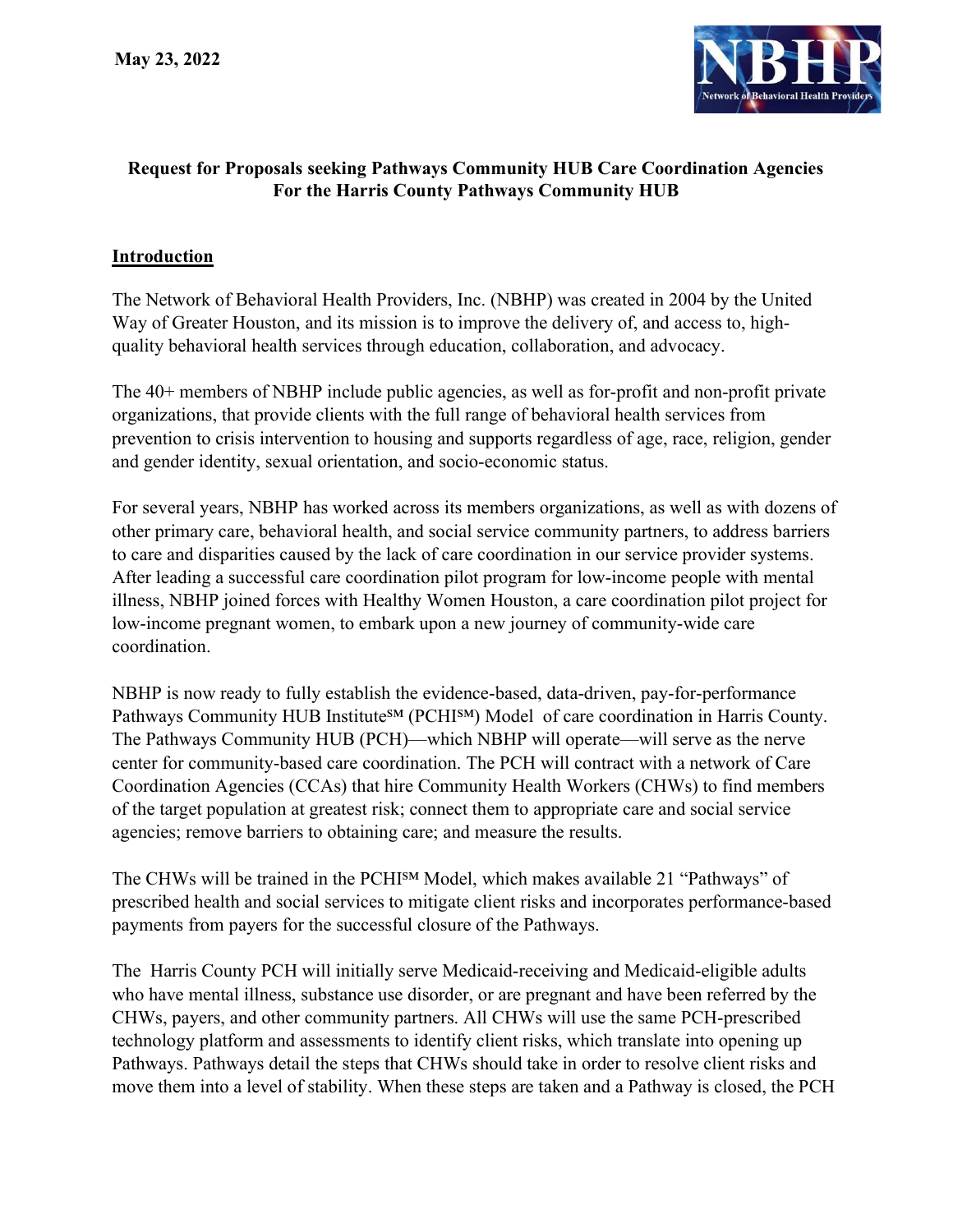**May 23, 2022**

**Request for Proposals seeking Pathways Community HUB Care Coordination Agencies For the Harris County Pathways Community HUB**

## Introduction

The Network of Behavioral Health Providers, Inc. (NBHP) was created in 2004 by the United Way of Greater Houston, and its mission is to improve the delivery of, and access to, high-quality behavioral health services through education, collaboration, and advocacy.

The 40+ members of NBHP include public agencies, as well as for-profit and non-profit private organizations, that provide clients with the full range of behavioral health services from prevention to crisis intervention to housing and supports regardless of age, race, religion, gender and gender identity, sexual orientation, and socio-economic status.

For several years, NBHP has worked across its members organizations, as well as with dozens of other primary care, behavioral health, and social service community partners, to address barriers to care and disparities caused by the lack of care coordination in our service provider systems. After leading a successful care coordination pilot program for low-income people with mental illness, NBHP joined forces with Healthy Women Houston, a care coordination pilot project for low-income pregnant women, to embark upon a new journey of community-wide care coordination.

NBHP is now ready to fully establish the evidence-based, data-driven, pay-for-performance Pathways Community HUB Institute℠ (PCHI℠) Model of care coordination in Harris County. The Pathways Community HUB (PCH)—which NBHP will operate—will serve as the nerve center for community-based care coordination. The PCH will contract with a network of Care Coordination Agencies (CCAs) that hire Community Health Workers (CHWs) to find members of the target population at greatest risk; connect them to appropriate care and social service agencies; remove barriers to obtaining care; and measure the results.

The CHWs will be trained in the PCHI℠ Model, which makes available 21 "Pathways" of prescribed health and social services to mitigate client risks and incorporates performance-based payments from payers for the successful closure of the Pathways.

The Harris County PCH will initially serve Medicaid-receiving and Medicaid-eligible adults who have mental illness, substance use disorder, or are pregnant and have been referred by the CHWs, payers, and other community partners. All CHWs will use the same PCH-prescribed technology platform and assessments to identify client risks, which translate into opening up Pathways. Pathways detail the steps that CHWs should take in order to resolve client risks and move them into a level of stability. When these steps are taken and a Pathway is closed, the PCH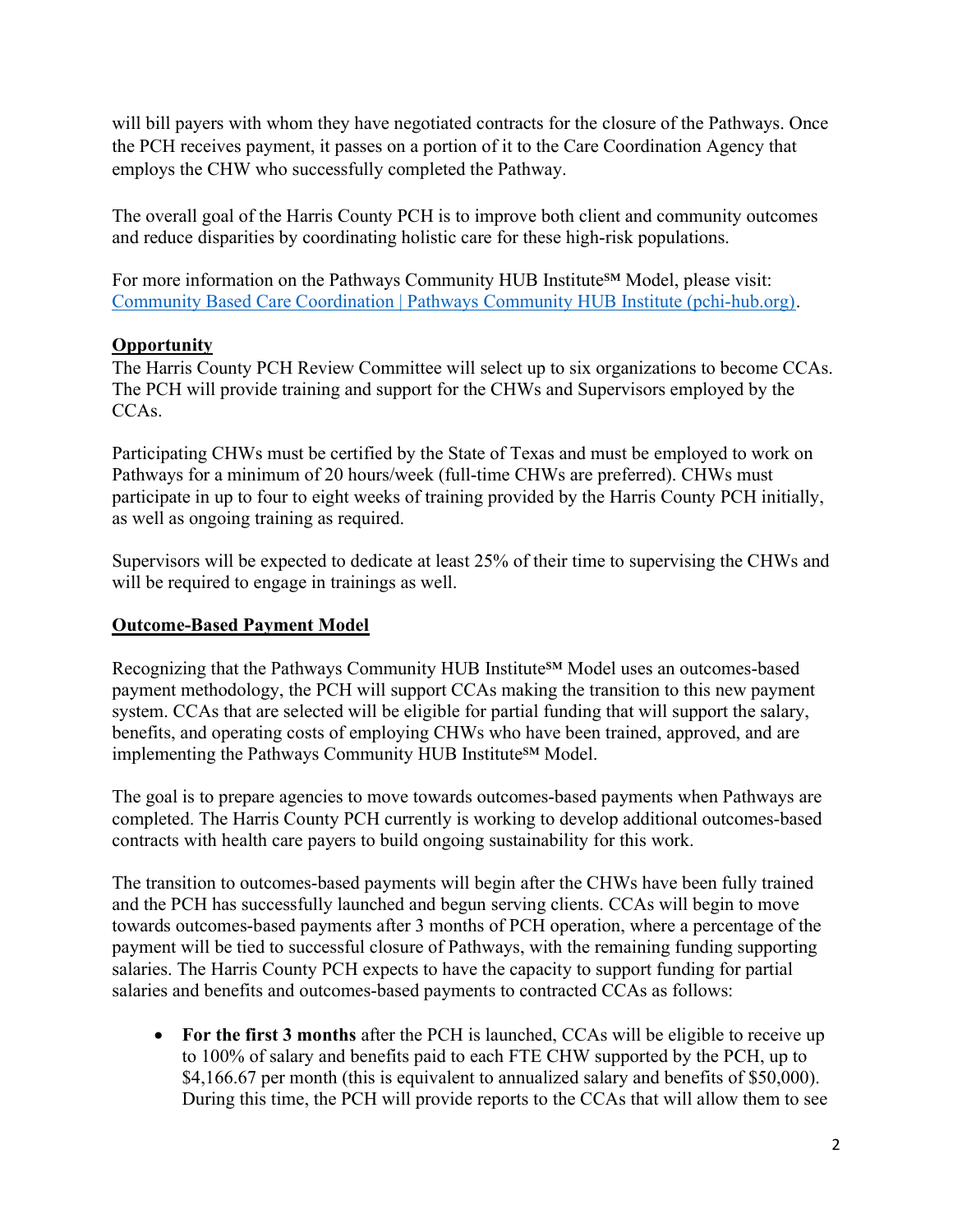will bill payers with whom they have negotiated contracts for the closure of the Pathways. Once the PCH receives payment, it passes on a portion of it to the Care Coordination Agency that employs the CHW who successfully completed the Pathway.

The overall goal of the Harris County PCH is to improve both client and community outcomes and reduce disparities by coordinating holistic care for these high-risk populations.

For more information on the Pathways Community HUB Institute℠ Model, please visit: [Community Based Care Coordination | Pathways Community HUB Institute (pchi-hub.org)](pchi-hub.org).

## Opportunity

The Harris County PCH Review Committee will select up to six organizations to become CCAs. The PCH will provide training and support for the CHWs and Supervisors employed by the CCAs.

Participating CHWs must be certified by the State of Texas and must be employed to work on Pathways for a minimum of 20 hours/week (full-time CHWs are preferred). CHWs must participate in up to four to eight weeks of training provided by the Harris County PCH initially, as well as ongoing training as required.

Supervisors will be expected to dedicate at least 25% of their time to supervising the CHWs and will be required to engage in trainings as well.

## Outcome-Based Payment Model

Recognizing that the Pathways Community HUB Institute℠ Model uses an outcomes-based payment methodology, the PCH will support CCAs making the transition to this new payment system. CCAs that are selected will be eligible for partial funding that will support the salary, benefits, and operating costs of employing CHWs who have been trained, approved, and are implementing the Pathways Community HUB Institute℠ Model.

The goal is to prepare agencies to move towards outcomes-based payments when Pathways are completed. The Harris County PCH currently is working to develop additional outcomes-based contracts with health care payers to build ongoing sustainability for this work.

The transition to outcomes-based payments will begin after the CHWs have been fully trained and the PCH has successfully launched and begun serving clients. CCAs will begin to move towards outcomes-based payments after 3 months of PCH operation, where a percentage of the payment will be tied to successful closure of Pathways, with the remaining funding supporting salaries. The Harris County PCH expects to have the capacity to support funding for partial salaries and benefits and outcomes-based payments to contracted CCAs as follows:

- **For the first 3 months** after the PCH is launched, CCAs will be eligible to receive up to 100% of salary and benefits paid to each FTE CHW supported by the PCH, up to $4,166.67 per month (this is equivalent to annualized salary and benefits of $50,000). During this time, the PCH will provide reports to the CCAs that will allow them to see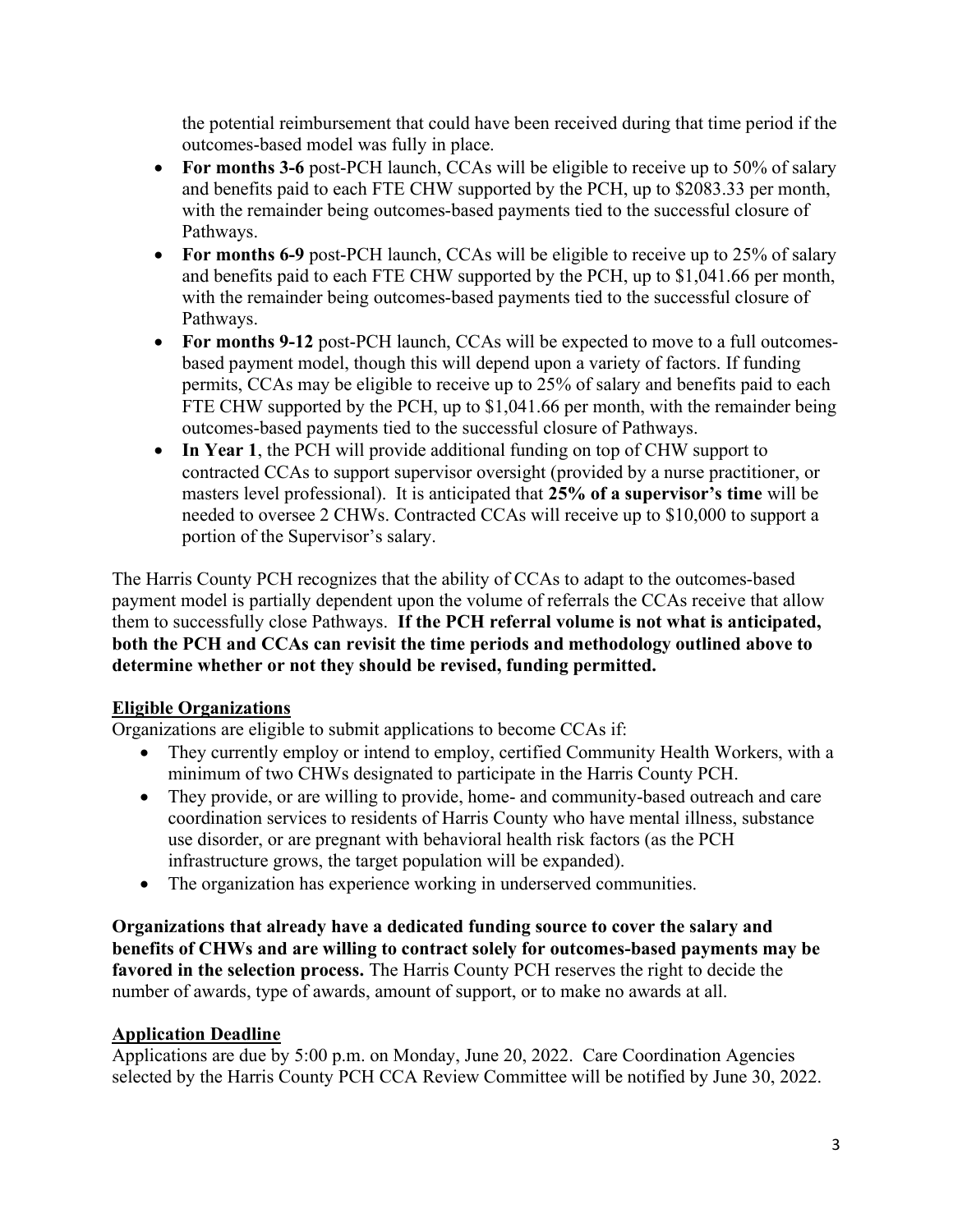the potential reimbursement that could have been received during that time period if the outcomes-based model was fully in place.

- **For months 3-6** post-PCH launch, CCAs will be eligible to receive up to 50% of salary and benefits paid to each FTE CHW supported by the PCH, up to $2083.33 per month, with the remainder being outcomes-based payments tied to the successful closure of Pathways.
- **For months 6-9** post-PCH launch, CCAs will be eligible to receive up to 25% of salary and benefits paid to each FTE CHW supported by the PCH, up to $1,041.66 per month, with the remainder being outcomes-based payments tied to the successful closure of Pathways.
- **For months 9-12** post-PCH launch, CCAs will be expected to move to a full outcomes-based payment model, though this will depend upon a variety of factors. If funding permits, CCAs may be eligible to receive up to 25% of salary and benefits paid to each FTE CHW supported by the PCH, up to $1,041.66 per month, with the remainder being outcomes-based payments tied to the successful closure of Pathways.
- **In Year 1**, the PCH will provide additional funding on top of CHW support to contracted CCAs to support supervisor oversight (provided by a nurse practitioner, or masters level professional). It is anticipated that **25% of a supervisor's time** will be needed to oversee 2 CHWs. Contracted CCAs will receive up to $10,000 to support a portion of the Supervisor's salary.

The Harris County PCH recognizes that the ability of CCAs to adapt to the outcomes-based payment model is partially dependent upon the volume of referrals the CCAs receive that allow them to successfully close Pathways. **If the PCH referral volume is not what is anticipated, both the PCH and CCAs can revisit the time periods and methodology outlined above to determine whether or not they should be revised, funding permitted.**

## Eligible Organizations

Organizations are eligible to submit applications to become CCAs if:

- They currently employ or intend to employ, certified Community Health Workers, with a minimum of two CHWs designated to participate in the Harris County PCH.
- They provide, or are willing to provide, home- and community-based outreach and care coordination services to residents of Harris County who have mental illness, substance use disorder, or are pregnant with behavioral health risk factors (as the PCH infrastructure grows, the target population will be expanded).
- The organization has experience working in underserved communities.

**Organizations that already have a dedicated funding source to cover the salary and benefits of CHWs and are willing to contract solely for outcomes-based payments may be favored in the selection process.** The Harris County PCH reserves the right to decide the number of awards, type of awards, amount of support, or to make no awards at all.

## Application Deadline

Applications are due by 5:00 p.m. on Monday, June 20, 2022. Care Coordination Agencies selected by the Harris County PCH CCA Review Committee will be notified by June 30, 2022.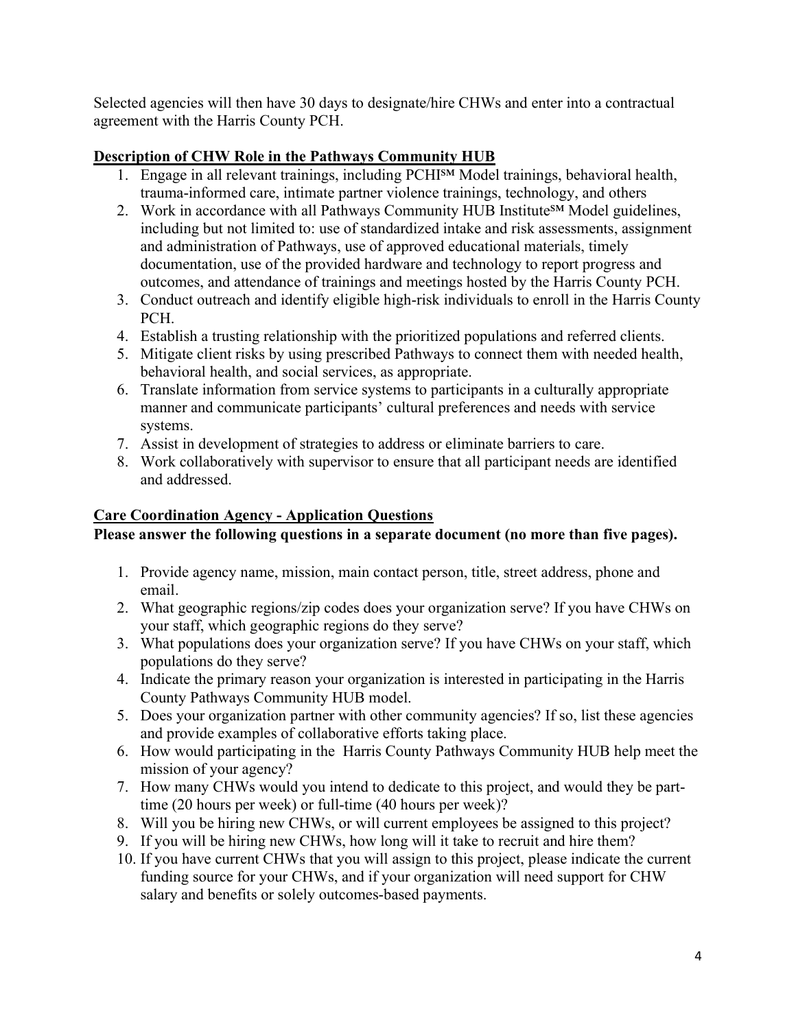Selected agencies will then have 30 days to designate/hire CHWs and enter into a contractual agreement with the Harris County PCH.

## Description of CHW Role in the Pathways Community HUB

1. Engage in all relevant trainings, including PCHI℠ Model trainings, behavioral health, trauma-informed care, intimate partner violence trainings, technology, and others
2. Work in accordance with all Pathways Community HUB Institute℠ Model guidelines, including but not limited to: use of standardized intake and risk assessments, assignment and administration of Pathways, use of approved educational materials, timely documentation, use of the provided hardware and technology to report progress and outcomes, and attendance of trainings and meetings hosted by the Harris County PCH.
3. Conduct outreach and identify eligible high-risk individuals to enroll in the Harris County PCH.
4. Establish a trusting relationship with the prioritized populations and referred clients.
5. Mitigate client risks by using prescribed Pathways to connect them with needed health, behavioral health, and social services, as appropriate.
6. Translate information from service systems to participants in a culturally appropriate manner and communicate participants' cultural preferences and needs with service systems.
7. Assist in development of strategies to address or eliminate barriers to care.
8. Work collaboratively with supervisor to ensure that all participant needs are identified and addressed.

## Care Coordination Agency - Application Questions

**Please answer the following questions in a separate document (no more than five pages).**

1. Provide agency name, mission, main contact person, title, street address, phone and email.
2. What geographic regions/zip codes does your organization serve? If you have CHWs on your staff, which geographic regions do they serve?
3. What populations does your organization serve? If you have CHWs on your staff, which populations do they serve?
4. Indicate the primary reason your organization is interested in participating in the Harris County Pathways Community HUB model.
5. Does your organization partner with other community agencies? If so, list these agencies and provide examples of collaborative efforts taking place.
6. How would participating in the Harris County Pathways Community HUB help meet the mission of your agency?
7. How many CHWs would you intend to dedicate to this project, and would they be part-time (20 hours per week) or full-time (40 hours per week)?
8. Will you be hiring new CHWs, or will current employees be assigned to this project?
9. If you will be hiring new CHWs, how long will it take to recruit and hire them?
10. If you have current CHWs that you will assign to this project, please indicate the current funding source for your CHWs, and if your organization will need support for CHW salary and benefits or solely outcomes-based payments.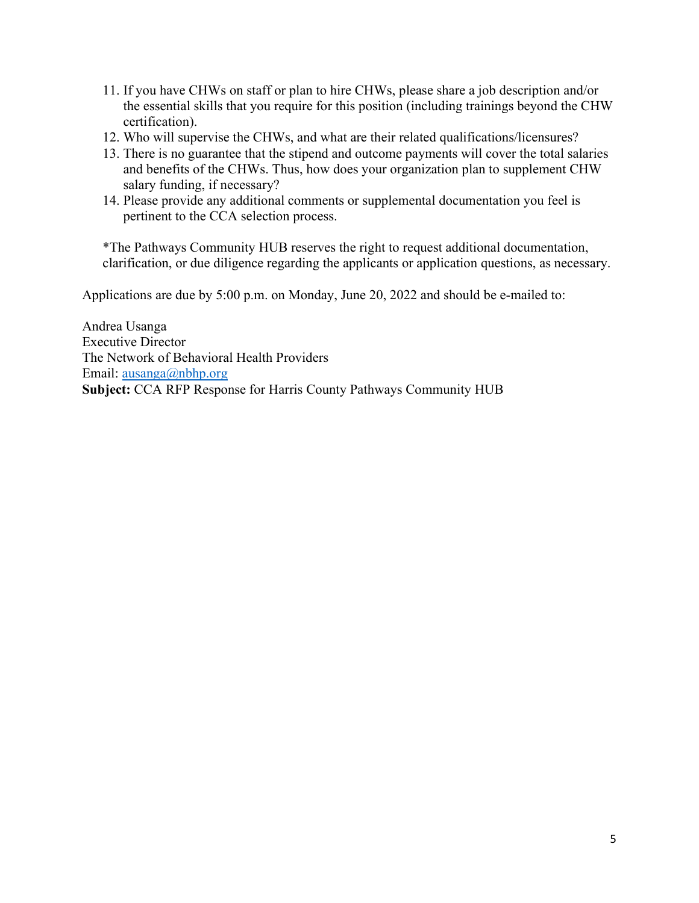11. If you have CHWs on staff or plan to hire CHWs, please share a job description and/or the essential skills that you require for this position (including trainings beyond the CHW certification).
12. Who will supervise the CHWs, and what are their related qualifications/licensures?
13. There is no guarantee that the stipend and outcome payments will cover the total salaries and benefits of the CHWs. Thus, how does your organization plan to supplement CHW salary funding, if necessary?
14. Please provide any additional comments or supplemental documentation you feel is pertinent to the CCA selection process.

*The Pathways Community HUB reserves the right to request additional documentation, clarification, or due diligence regarding the applicants or application questions, as necessary.

Applications are due by 5:00 p.m. on Monday, June 20, 2022 and should be e-mailed to:

Andrea Usanga
Executive Director
The Network of Behavioral Health Providers
Email: ausanga@nbhp.org
**Subject:** CCA RFP Response for Harris County Pathways Community HUB